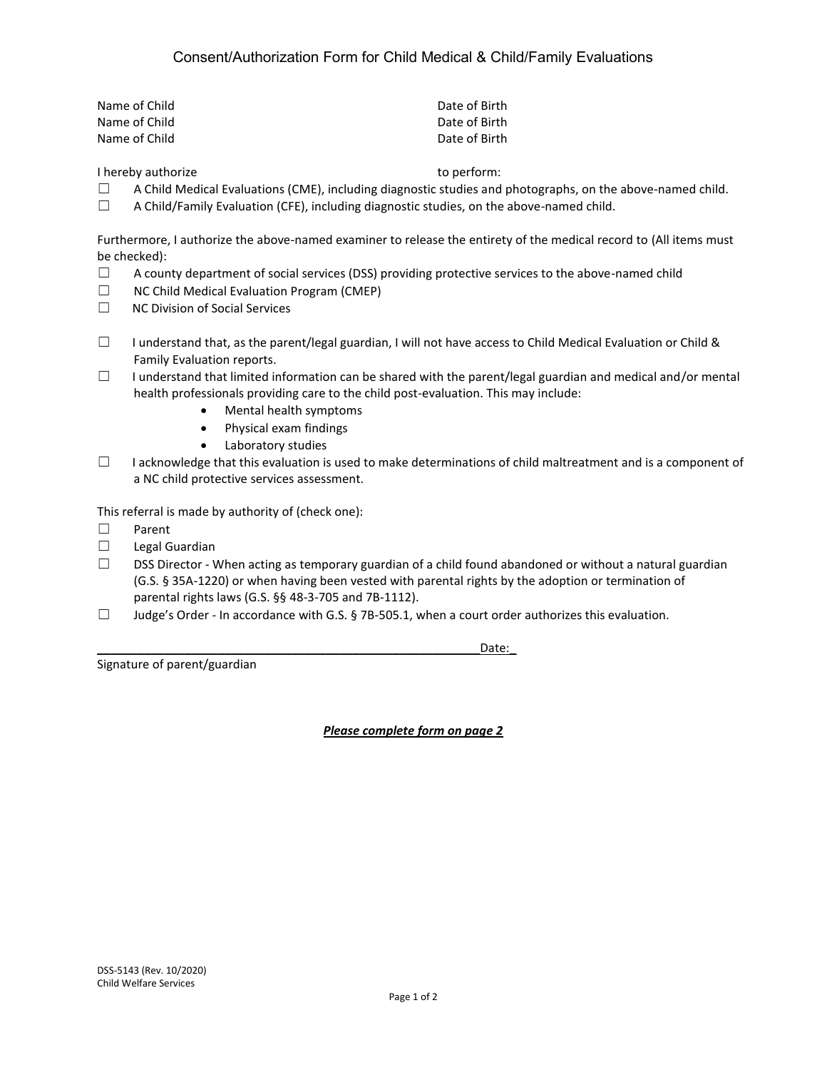# Consent/Authorization Form for Child Medical & Child/Family Evaluations

Name of Child Date of Birth
Name of Child Date of Birth
Name of Child Date of Birth

I hereby authorize to perform:

☐ A Child Medical Evaluations (CME), including diagnostic studies and photographs, on the above-named child.
☐ A Child/Family Evaluation (CFE), including diagnostic studies, on the above-named child.

Furthermore, I authorize the above-named examiner to release the entirety of the medical record to (All items must be checked):

☐ A county department of social services (DSS) providing protective services to the above-named child
☐ NC Child Medical Evaluation Program (CMEP)
☐ NC Division of Social Services

☐ I understand that, as the parent/legal guardian, I will not have access to Child Medical Evaluation or Child & Family Evaluation reports.
☐ I understand that limited information can be shared with the parent/legal guardian and medical and/or mental health professionals providing care to the child post-evaluation. This may include:
- Mental health symptoms
- Physical exam findings
- Laboratory studies

☐ I acknowledge that this evaluation is used to make determinations of child maltreatment and is a component of a NC child protective services assessment.

This referral is made by authority of (check one):

☐ Parent
☐ Legal Guardian
☐ DSS Director - When acting as temporary guardian of a child found abandoned or without a natural guardian (G.S. § 35A-1220) or when having been vested with parental rights by the adoption or termination of parental rights laws (G.S. §§ 48-3-705 and 7B-1112).
☐ Judge's Order - In accordance with G.S. § 7B-505.1, when a court order authorizes this evaluation.

______________________________________________________________ Date:_
Signature of parent/guardian

***Please complete form on page 2***

DSS-5143 (Rev. 10/2020)
Child Welfare Services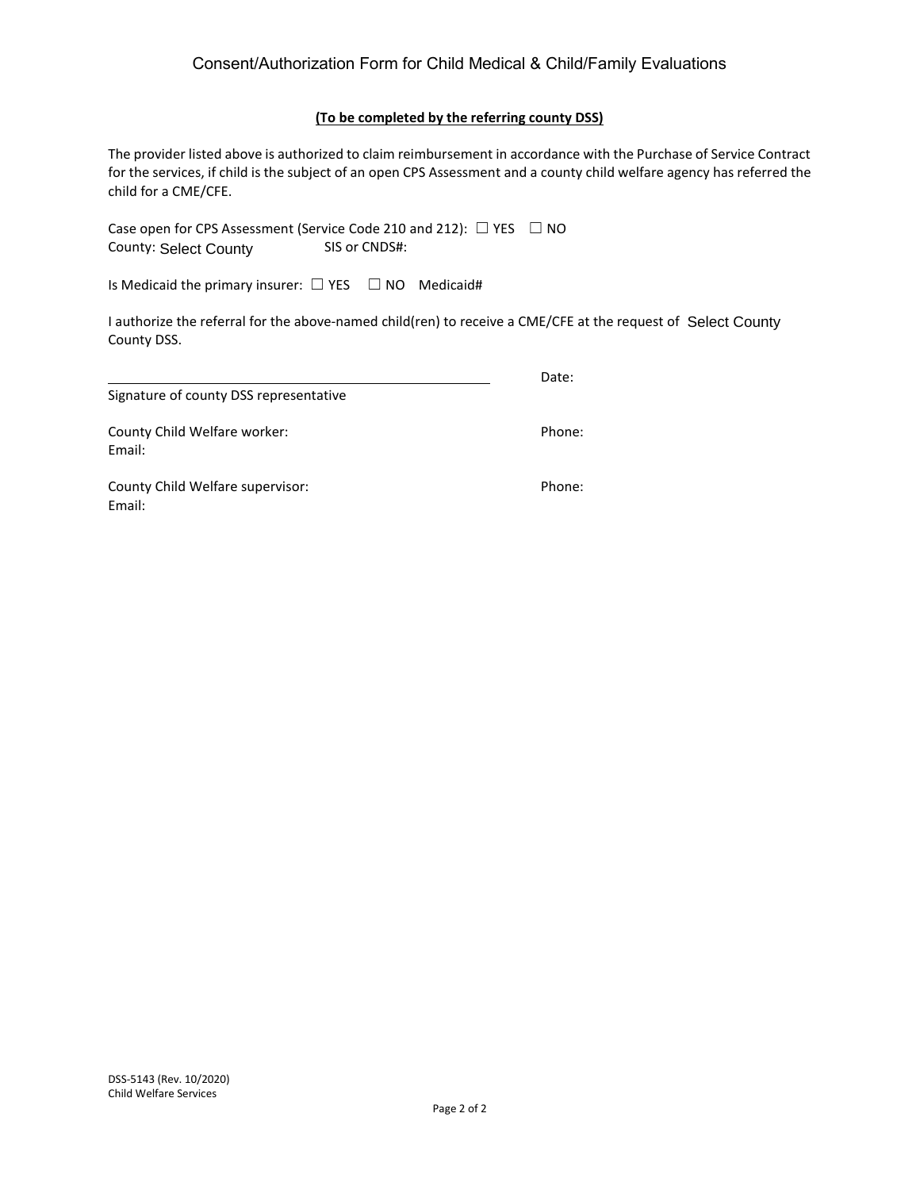Consent/Authorization Form for Child Medical & Child/Family Evaluations

**(To be completed by the referring county DSS)**

The provider listed above is authorized to claim reimbursement in accordance with the Purchase of Service Contract for the services, if child is the subject of an open CPS Assessment and a county child welfare agency has referred the child for a CME/CFE.

Case open for CPS Assessment (Service Code 210 and 212): ☐ YES ☐ NO
County: Select County SIS or CNDS#:

Is Medicaid the primary insurer: ☐ YES ☐ NO Medicaid#

I authorize the referral for the above-named child(ren) to receive a CME/CFE at the request of Select County County DSS.

\_\_\_\_\_\_\_\_\_\_\_\_\_\_\_\_\_\_\_\_\_\_\_\_\_\_\_\_\_\_\_\_\_\_\_\_\_\_\_\_ Date:
Signature of county DSS representative

County Child Welfare worker: Phone:
Email:

County Child Welfare supervisor: Phone:
Email:

DSS-5143 (Rev. 10/2020)
Child Welfare Services